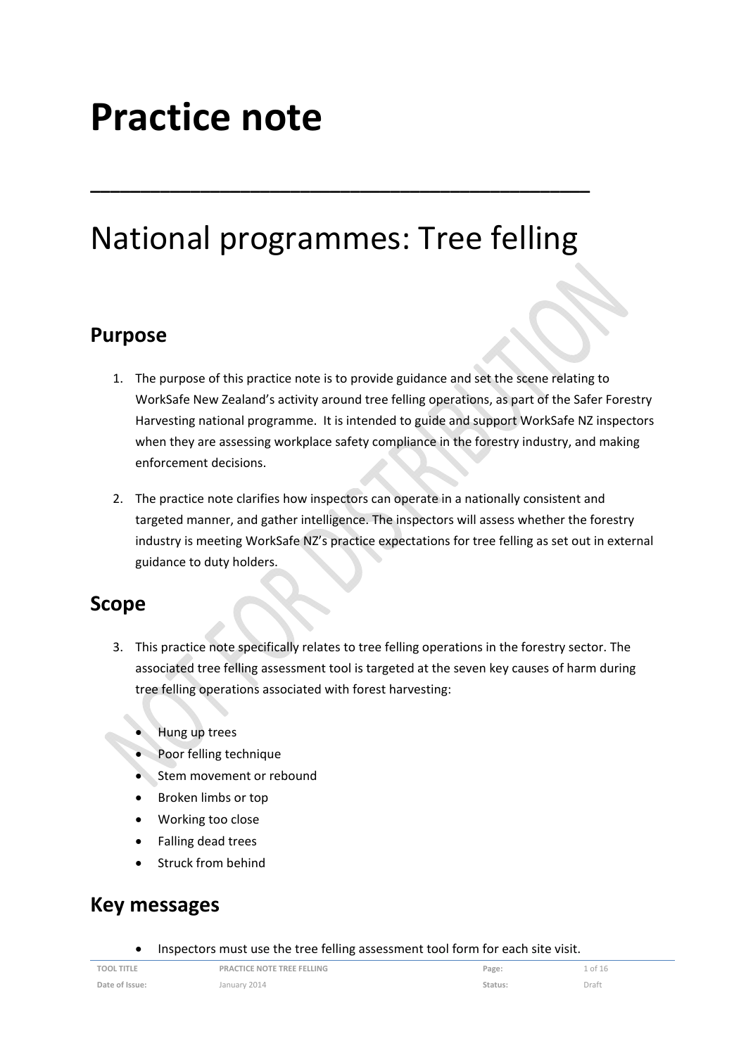# Practice note

---

# National programmes: Tree felling

## Purpose

1. The purpose of this practice note is to provide guidance and set the scene relating to WorkSafe New Zealand's activity around tree felling operations, as part of the Safer Forestry Harvesting national programme. It is intended to guide and support WorkSafe NZ inspectors when they are assessing workplace safety compliance in the forestry industry, and making enforcement decisions.

2. The practice note clarifies how inspectors can operate in a nationally consistent and targeted manner, and gather intelligence. The inspectors will assess whether the forestry industry is meeting WorkSafe NZ's practice expectations for tree felling as set out in external guidance to duty holders.

## Scope

3. This practice note specifically relates to tree felling operations in the forestry sector. The associated tree felling assessment tool is targeted at the seven key causes of harm during tree felling operations associated with forest harvesting:

- Hung up trees
- Poor felling technique
- Stem movement or rebound
- Broken limbs or top
- Working too close
- Falling dead trees
- Struck from behind

## Key messages

- Inspectors must use the tree felling assessment tool form for each site visit.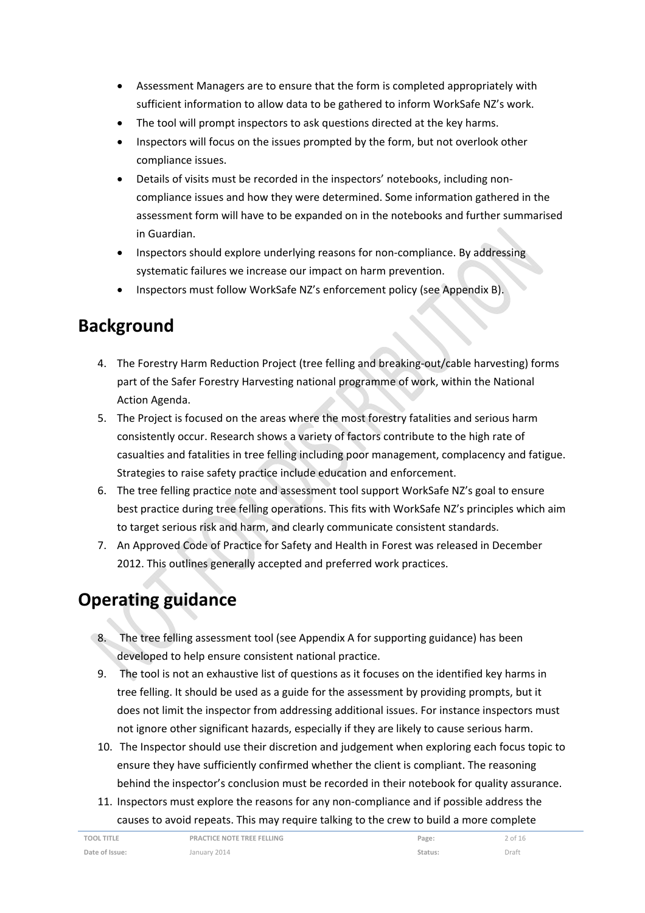- Assessment Managers are to ensure that the form is completed appropriately with sufficient information to allow data to be gathered to inform WorkSafe NZ's work.
- The tool will prompt inspectors to ask questions directed at the key harms.
- Inspectors will focus on the issues prompted by the form, but not overlook other compliance issues.
- Details of visits must be recorded in the inspectors' notebooks, including non-compliance issues and how they were determined. Some information gathered in the assessment form will have to be expanded on in the notebooks and further summarised in Guardian.
- Inspectors should explore underlying reasons for non-compliance. By addressing systematic failures we increase our impact on harm prevention.
- Inspectors must follow WorkSafe NZ's enforcement policy (see Appendix B).

# Background

4. The Forestry Harm Reduction Project (tree felling and breaking-out/cable harvesting) forms part of the Safer Forestry Harvesting national programme of work, within the National Action Agenda.
5. The Project is focused on the areas where the most forestry fatalities and serious harm consistently occur. Research shows a variety of factors contribute to the high rate of casualties and fatalities in tree felling including poor management, complacency and fatigue. Strategies to raise safety practice include education and enforcement.
6. The tree felling practice note and assessment tool support WorkSafe NZ's goal to ensure best practice during tree felling operations. This fits with WorkSafe NZ's principles which aim to target serious risk and harm, and clearly communicate consistent standards.
7. An Approved Code of Practice for Safety and Health in Forest was released in December 2012. This outlines generally accepted and preferred work practices.

# Operating guidance

8. The tree felling assessment tool (see Appendix A for supporting guidance) has been developed to help ensure consistent national practice.
9. The tool is not an exhaustive list of questions as it focuses on the identified key harms in tree felling. It should be used as a guide for the assessment by providing prompts, but it does not limit the inspector from addressing additional issues. For instance inspectors must not ignore other significant hazards, especially if they are likely to cause serious harm.
10. The Inspector should use their discretion and judgement when exploring each focus topic to ensure they have sufficiently confirmed whether the client is compliant. The reasoning behind the inspector's conclusion must be recorded in their notebook for quality assurance.
11. Inspectors must explore the reasons for any non-compliance and if possible address the causes to avoid repeats. This may require talking to the crew to build a more complete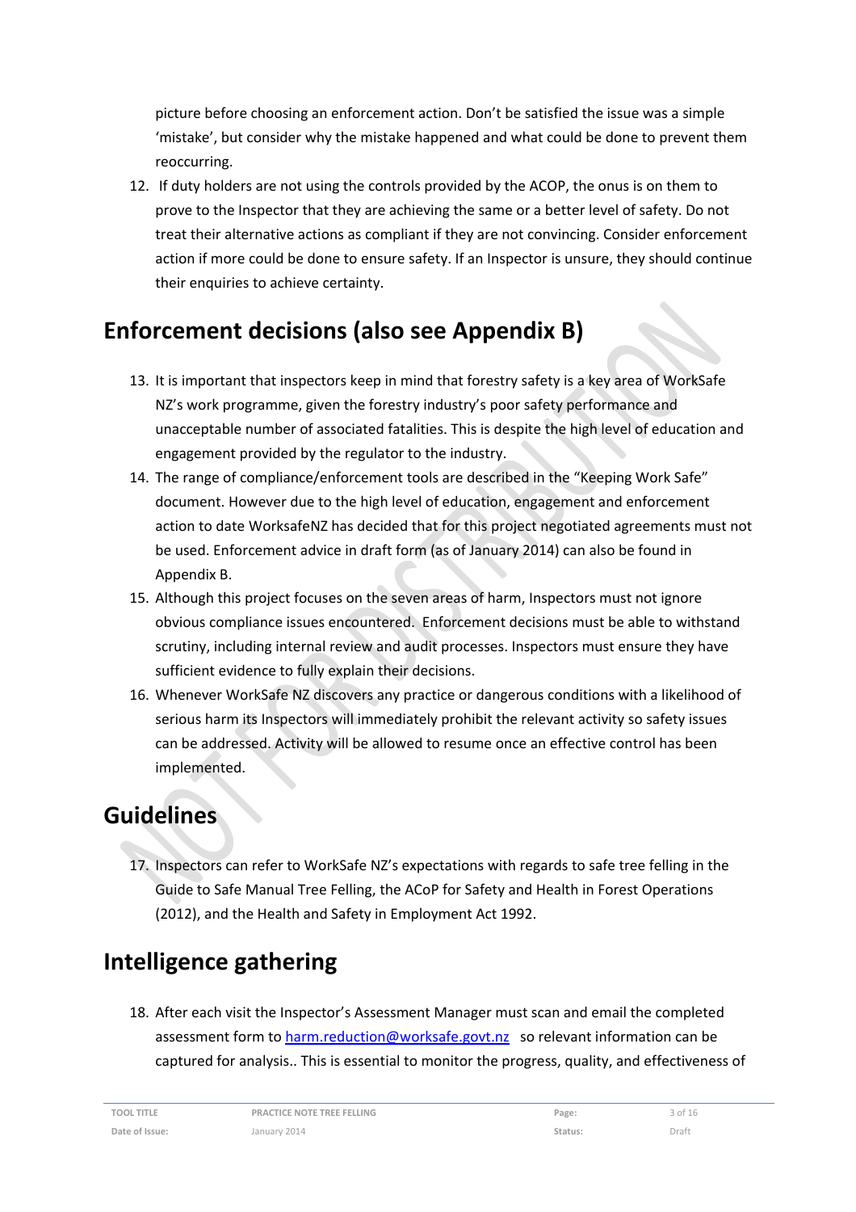picture before choosing an enforcement action. Don't be satisfied the issue was a simple 'mistake', but consider why the mistake happened and what could be done to prevent them reoccurring.

12. If duty holders are not using the controls provided by the ACOP, the onus is on them to prove to the Inspector that they are achieving the same or a better level of safety. Do not treat their alternative actions as compliant if they are not convincing. Consider enforcement action if more could be done to ensure safety. If an Inspector is unsure, they should continue their enquiries to achieve certainty.

## Enforcement decisions (also see Appendix B)

13. It is important that inspectors keep in mind that forestry safety is a key area of WorkSafe NZ's work programme, given the forestry industry's poor safety performance and unacceptable number of associated fatalities. This is despite the high level of education and engagement provided by the regulator to the industry.
14. The range of compliance/enforcement tools are described in the "Keeping Work Safe" document. However due to the high level of education, engagement and enforcement action to date WorksafeNZ has decided that for this project negotiated agreements must not be used. Enforcement advice in draft form (as of January 2014) can also be found in Appendix B.
15. Although this project focuses on the seven areas of harm, Inspectors must not ignore obvious compliance issues encountered. Enforcement decisions must be able to withstand scrutiny, including internal review and audit processes. Inspectors must ensure they have sufficient evidence to fully explain their decisions.
16. Whenever WorkSafe NZ discovers any practice or dangerous conditions with a likelihood of serious harm its Inspectors will immediately prohibit the relevant activity so safety issues can be addressed. Activity will be allowed to resume once an effective control has been implemented.

## Guidelines

17. Inspectors can refer to WorkSafe NZ's expectations with regards to safe tree felling in the Guide to Safe Manual Tree Felling, the ACoP for Safety and Health in Forest Operations (2012), and the Health and Safety in Employment Act 1992.

## Intelligence gathering

18. After each visit the Inspector's Assessment Manager must scan and email the completed assessment form to harm.reduction@worksafe.govt.nz so relevant information can be captured for analysis.. This is essential to monitor the progress, quality, and effectiveness of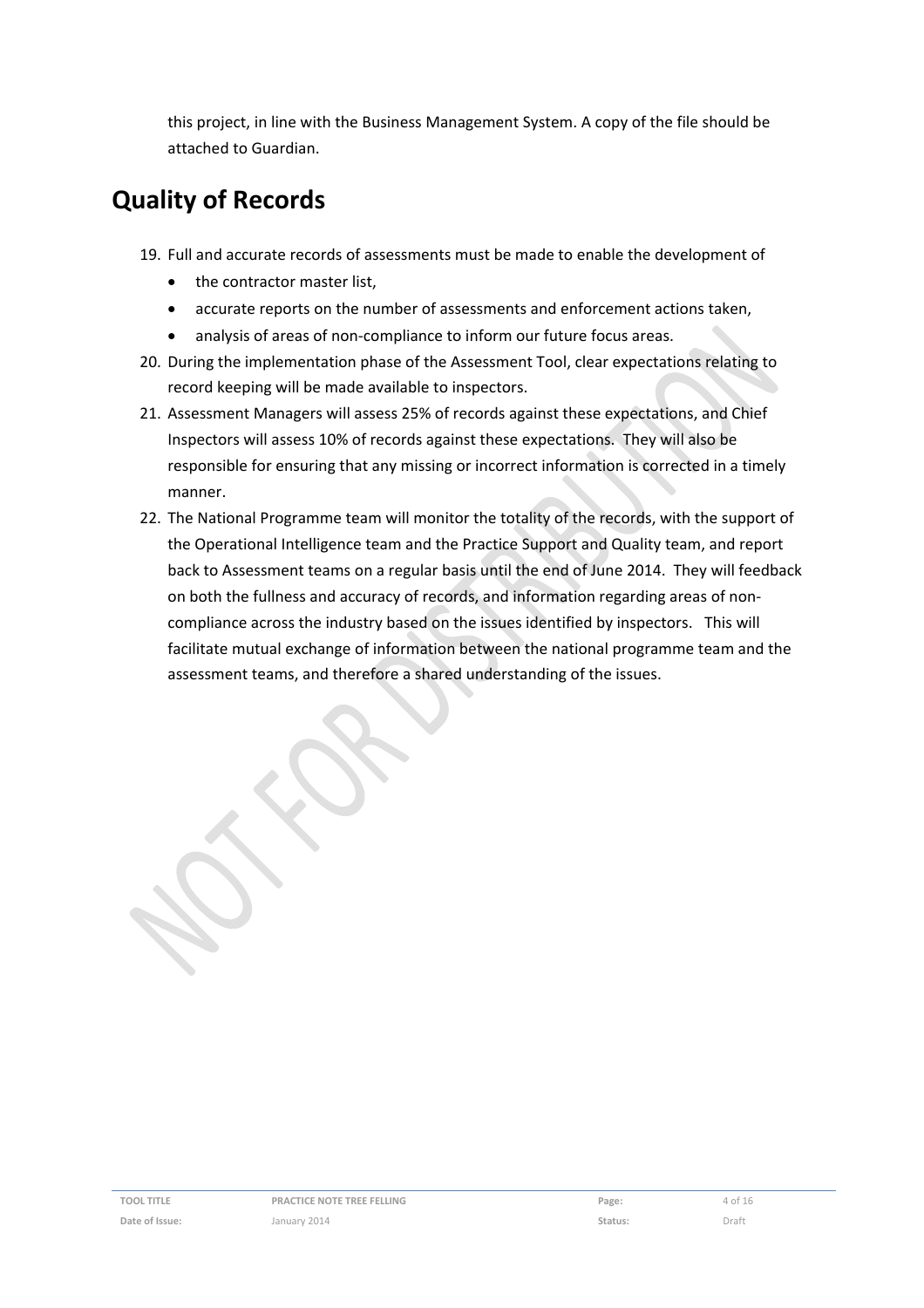this project, in line with the Business Management System. A copy of the file should be attached to Guardian.

## Quality of Records

19. Full and accurate records of assessments must be made to enable the development of
    - the contractor master list,
    - accurate reports on the number of assessments and enforcement actions taken,
    - analysis of areas of non-compliance to inform our future focus areas.
20. During the implementation phase of the Assessment Tool, clear expectations relating to record keeping will be made available to inspectors.
21. Assessment Managers will assess 25% of records against these expectations, and Chief Inspectors will assess 10% of records against these expectations. They will also be responsible for ensuring that any missing or incorrect information is corrected in a timely manner.
22. The National Programme team will monitor the totality of the records, with the support of the Operational Intelligence team and the Practice Support and Quality team, and report back to Assessment teams on a regular basis until the end of June 2014. They will feedback on both the fullness and accuracy of records, and information regarding areas of non-compliance across the industry based on the issues identified by inspectors. This will facilitate mutual exchange of information between the national programme team and the assessment teams, and therefore a shared understanding of the issues.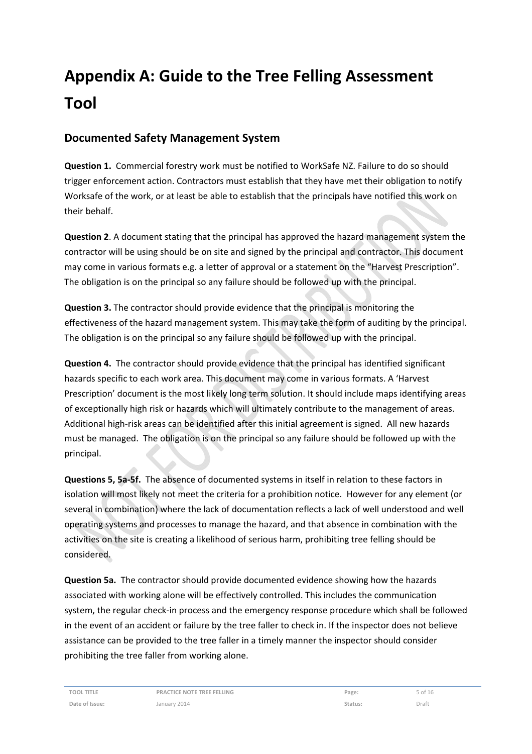# Appendix A: Guide to the Tree Felling Assessment Tool

## Documented Safety Management System

**Question 1.** Commercial forestry work must be notified to WorkSafe NZ. Failure to do so should trigger enforcement action. Contractors must establish that they have met their obligation to notify Worksafe of the work, or at least be able to establish that the principals have notified this work on their behalf.

**Question 2**. A document stating that the principal has approved the hazard management system the contractor will be using should be on site and signed by the principal and contractor. This document may come in various formats e.g. a letter of approval or a statement on the "Harvest Prescription". The obligation is on the principal so any failure should be followed up with the principal.

**Question 3.** The contractor should provide evidence that the principal is monitoring the effectiveness of the hazard management system. This may take the form of auditing by the principal. The obligation is on the principal so any failure should be followed up with the principal.

**Question 4.** The contractor should provide evidence that the principal has identified significant hazards specific to each work area. This document may come in various formats. A 'Harvest Prescription' document is the most likely long term solution. It should include maps identifying areas of exceptionally high risk or hazards which will ultimately contribute to the management of areas. Additional high-risk areas can be identified after this initial agreement is signed. All new hazards must be managed. The obligation is on the principal so any failure should be followed up with the principal.

**Questions 5, 5a-5f.** The absence of documented systems in itself in relation to these factors in isolation will most likely not meet the criteria for a prohibition notice. However for any element (or several in combination) where the lack of documentation reflects a lack of well understood and well operating systems and processes to manage the hazard, and that absence in combination with the activities on the site is creating a likelihood of serious harm, prohibiting tree felling should be considered.

**Question 5a.** The contractor should provide documented evidence showing how the hazards associated with working alone will be effectively controlled. This includes the communication system, the regular check-in process and the emergency response procedure which shall be followed in the event of an accident or failure by the tree faller to check in. If the inspector does not believe assistance can be provided to the tree faller in a timely manner the inspector should consider prohibiting the tree faller from working alone.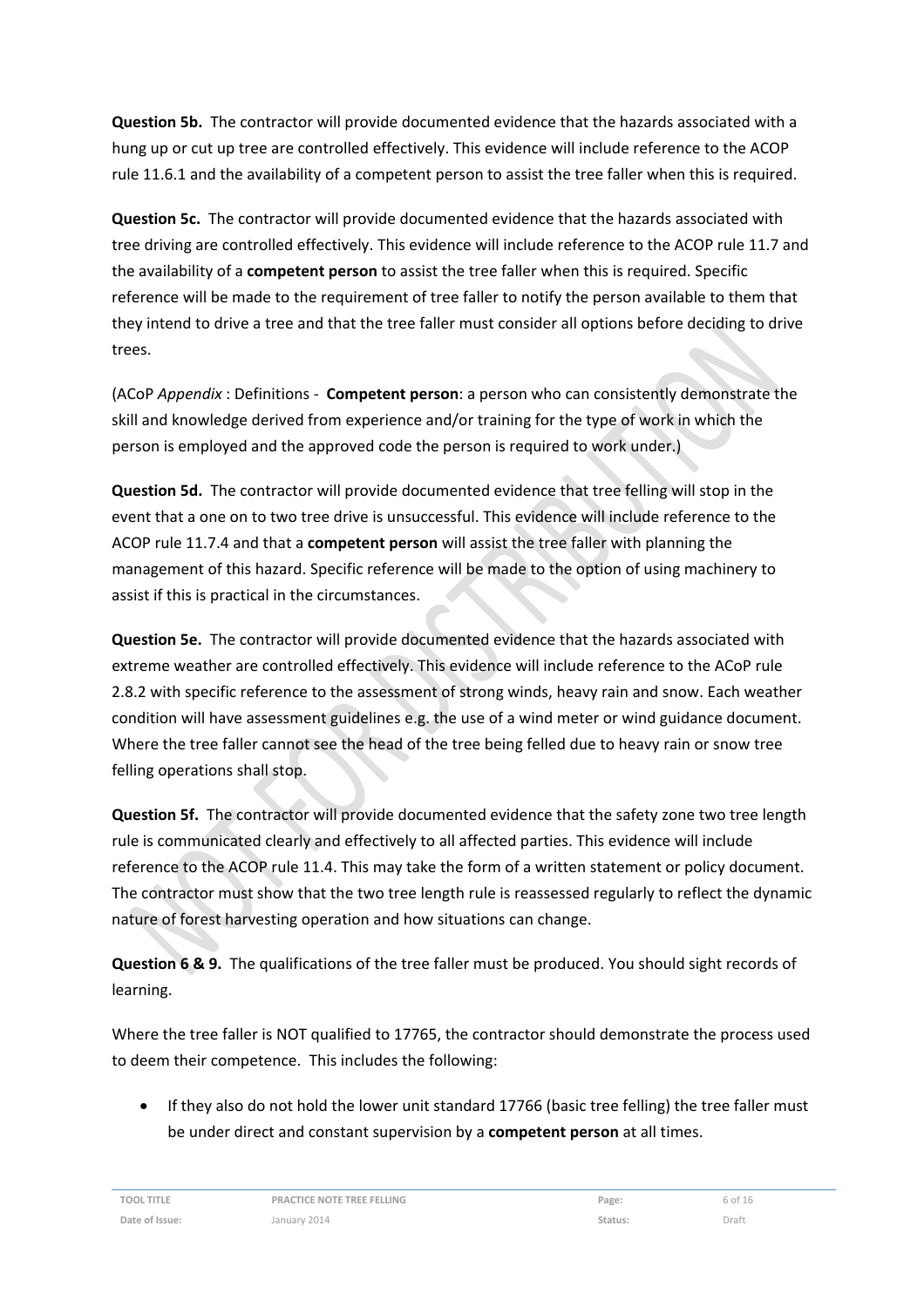**Question 5b.** The contractor will provide documented evidence that the hazards associated with a hung up or cut up tree are controlled effectively. This evidence will include reference to the ACOP rule 11.6.1 and the availability of a competent person to assist the tree faller when this is required.

**Question 5c.** The contractor will provide documented evidence that the hazards associated with tree driving are controlled effectively. This evidence will include reference to the ACOP rule 11.7 and the availability of a **competent person** to assist the tree faller when this is required. Specific reference will be made to the requirement of tree faller to notify the person available to them that they intend to drive a tree and that the tree faller must consider all options before deciding to drive trees.

(ACoP *Appendix* : Definitions - **Competent person**: a person who can consistently demonstrate the skill and knowledge derived from experience and/or training for the type of work in which the person is employed and the approved code the person is required to work under.)

**Question 5d.** The contractor will provide documented evidence that tree felling will stop in the event that a one on to two tree drive is unsuccessful. This evidence will include reference to the ACOP rule 11.7.4 and that a **competent person** will assist the tree faller with planning the management of this hazard. Specific reference will be made to the option of using machinery to assist if this is practical in the circumstances.

**Question 5e.** The contractor will provide documented evidence that the hazards associated with extreme weather are controlled effectively. This evidence will include reference to the ACoP rule 2.8.2 with specific reference to the assessment of strong winds, heavy rain and snow. Each weather condition will have assessment guidelines e.g. the use of a wind meter or wind guidance document. Where the tree faller cannot see the head of the tree being felled due to heavy rain or snow tree felling operations shall stop.

**Question 5f.** The contractor will provide documented evidence that the safety zone two tree length rule is communicated clearly and effectively to all affected parties. This evidence will include reference to the ACOP rule 11.4. This may take the form of a written statement or policy document. The contractor must show that the two tree length rule is reassessed regularly to reflect the dynamic nature of forest harvesting operation and how situations can change.

**Question 6 & 9.** The qualifications of the tree faller must be produced. You should sight records of learning.

Where the tree faller is NOT qualified to 17765, the contractor should demonstrate the process used to deem their competence. This includes the following:

- If they also do not hold the lower unit standard 17766 (basic tree felling) the tree faller must be under direct and constant supervision by a **competent person** at all times.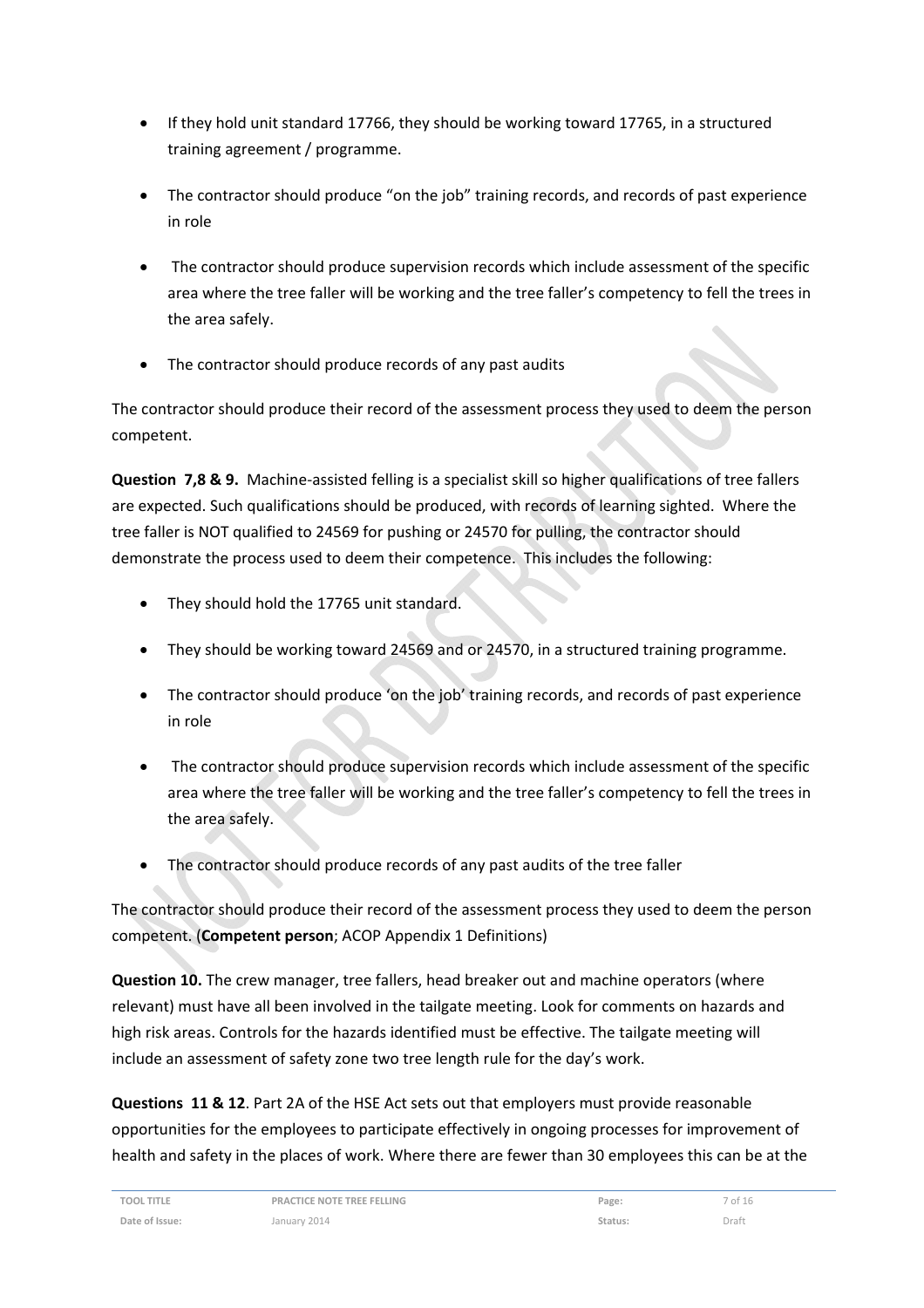- If they hold unit standard 17766, they should be working toward 17765, in a structured training agreement / programme.
- The contractor should produce "on the job" training records, and records of past experience in role
- The contractor should produce supervision records which include assessment of the specific area where the tree faller will be working and the tree faller's competency to fell the trees in the area safely.
- The contractor should produce records of any past audits

The contractor should produce their record of the assessment process they used to deem the person competent.

**Question 7,8 & 9.** Machine-assisted felling is a specialist skill so higher qualifications of tree fallers are expected. Such qualifications should be produced, with records of learning sighted. Where the tree faller is NOT qualified to 24569 for pushing or 24570 for pulling, the contractor should demonstrate the process used to deem their competence. This includes the following:

- They should hold the 17765 unit standard.
- They should be working toward 24569 and or 24570, in a structured training programme.
- The contractor should produce 'on the job' training records, and records of past experience in role
- The contractor should produce supervision records which include assessment of the specific area where the tree faller will be working and the tree faller's competency to fell the trees in the area safely.
- The contractor should produce records of any past audits of the tree faller

The contractor should produce their record of the assessment process they used to deem the person competent. (**Competent person**; ACOP Appendix 1 Definitions)

**Question 10.** The crew manager, tree fallers, head breaker out and machine operators (where relevant) must have all been involved in the tailgate meeting. Look for comments on hazards and high risk areas. Controls for the hazards identified must be effective. The tailgate meeting will include an assessment of safety zone two tree length rule for the day's work.

**Questions 11 & 12**. Part 2A of the HSE Act sets out that employers must provide reasonable opportunities for the employees to participate effectively in ongoing processes for improvement of health and safety in the places of work. Where there are fewer than 30 employees this can be at the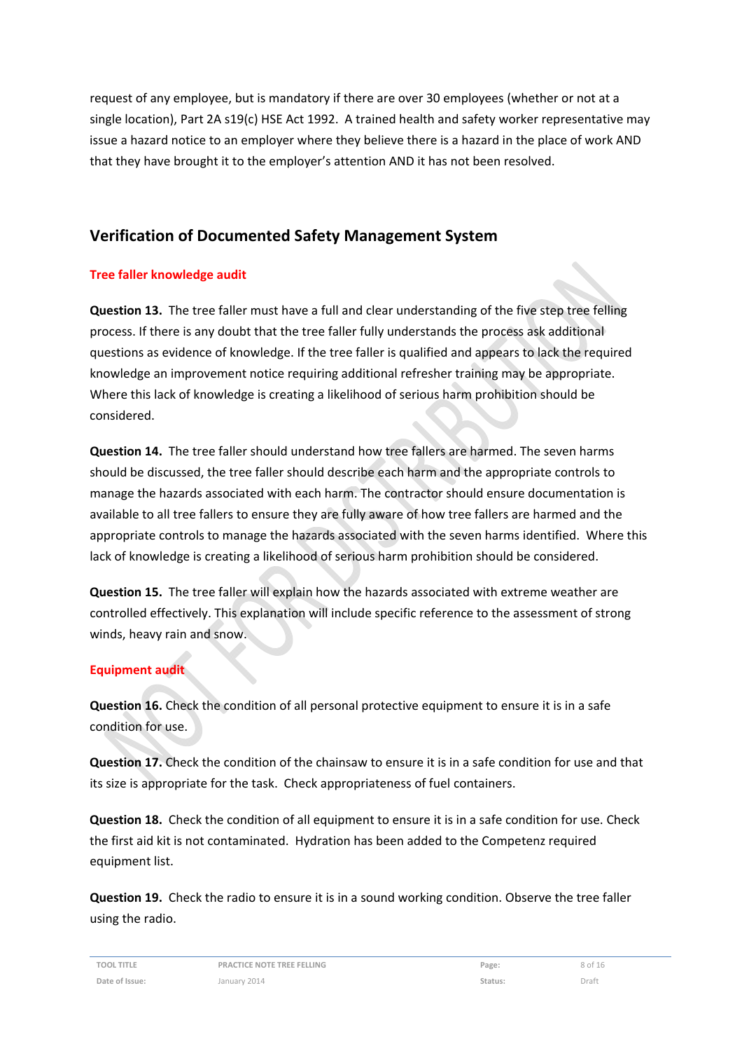request of any employee, but is mandatory if there are over 30 employees (whether or not at a single location), Part 2A s19(c) HSE Act 1992. A trained health and safety worker representative may issue a hazard notice to an employer where they believe there is a hazard in the place of work AND that they have brought it to the employer's attention AND it has not been resolved.

## Verification of Documented Safety Management System

### Tree faller knowledge audit

**Question 13.** The tree faller must have a full and clear understanding of the five step tree felling process. If there is any doubt that the tree faller fully understands the process ask additional questions as evidence of knowledge. If the tree faller is qualified and appears to lack the required knowledge an improvement notice requiring additional refresher training may be appropriate. Where this lack of knowledge is creating a likelihood of serious harm prohibition should be considered.

**Question 14.** The tree faller should understand how tree fallers are harmed. The seven harms should be discussed, the tree faller should describe each harm and the appropriate controls to manage the hazards associated with each harm. The contractor should ensure documentation is available to all tree fallers to ensure they are fully aware of how tree fallers are harmed and the appropriate controls to manage the hazards associated with the seven harms identified. Where this lack of knowledge is creating a likelihood of serious harm prohibition should be considered.

**Question 15.** The tree faller will explain how the hazards associated with extreme weather are controlled effectively. This explanation will include specific reference to the assessment of strong winds, heavy rain and snow.

### Equipment audit

**Question 16.** Check the condition of all personal protective equipment to ensure it is in a safe condition for use.

**Question 17.** Check the condition of the chainsaw to ensure it is in a safe condition for use and that its size is appropriate for the task. Check appropriateness of fuel containers.

**Question 18.** Check the condition of all equipment to ensure it is in a safe condition for use. Check the first aid kit is not contaminated. Hydration has been added to the Competenz required equipment list.

**Question 19.** Check the radio to ensure it is in a sound working condition. Observe the tree faller using the radio.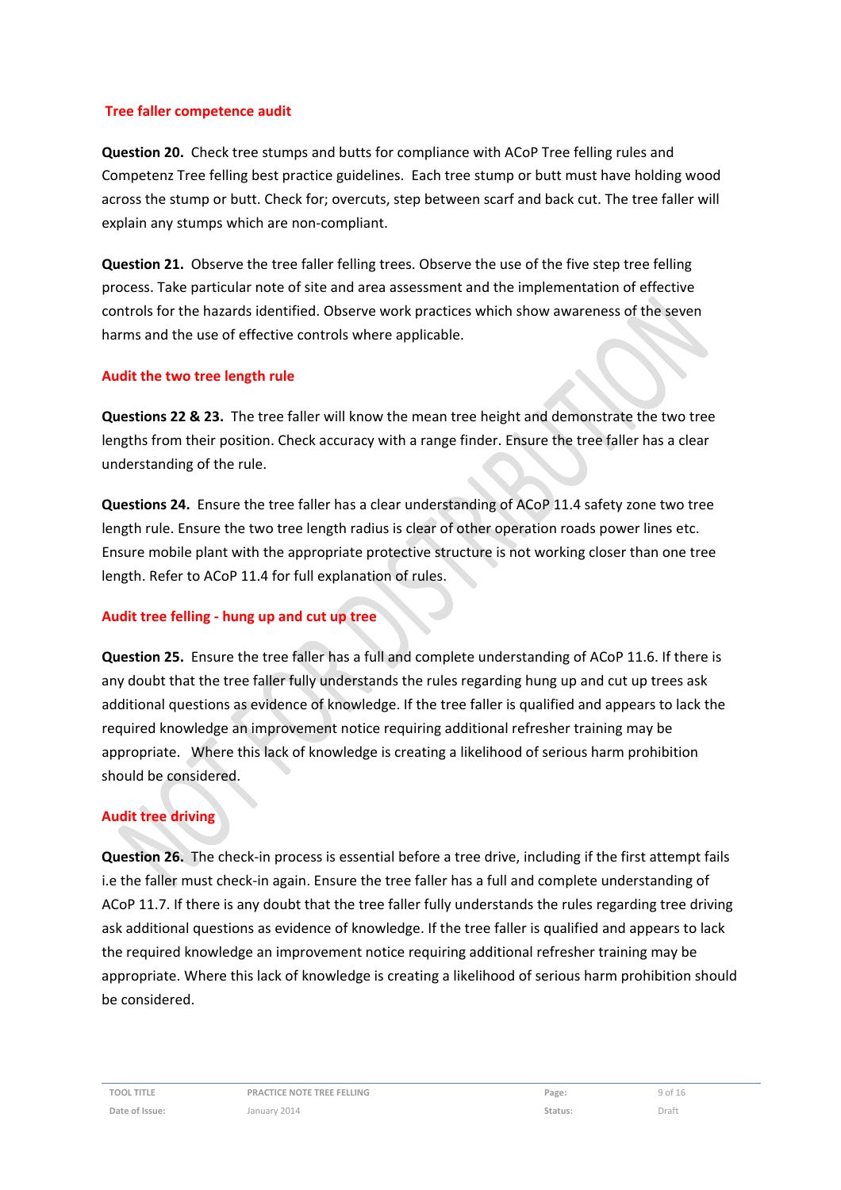## Tree faller competence audit

**Question 20.** Check tree stumps and butts for compliance with ACoP Tree felling rules and Competenz Tree felling best practice guidelines. Each tree stump or butt must have holding wood across the stump or butt. Check for; overcuts, step between scarf and back cut. The tree faller will explain any stumps which are non-compliant.

**Question 21.** Observe the tree faller felling trees. Observe the use of the five step tree felling process. Take particular note of site and area assessment and the implementation of effective controls for the hazards identified. Observe work practices which show awareness of the seven harms and the use of effective controls where applicable.

## Audit the two tree length rule

**Questions 22 & 23.** The tree faller will know the mean tree height and demonstrate the two tree lengths from their position. Check accuracy with a range finder. Ensure the tree faller has a clear understanding of the rule.

**Questions 24.** Ensure the tree faller has a clear understanding of ACoP 11.4 safety zone two tree length rule. Ensure the two tree length radius is clear of other operation roads power lines etc. Ensure mobile plant with the appropriate protective structure is not working closer than one tree length. Refer to ACoP 11.4 for full explanation of rules.

## Audit tree felling - hung up and cut up tree

**Question 25.** Ensure the tree faller has a full and complete understanding of ACoP 11.6. If there is any doubt that the tree faller fully understands the rules regarding hung up and cut up trees ask additional questions as evidence of knowledge. If the tree faller is qualified and appears to lack the required knowledge an improvement notice requiring additional refresher training may be appropriate. Where this lack of knowledge is creating a likelihood of serious harm prohibition should be considered.

## Audit tree driving

**Question 26.** The check-in process is essential before a tree drive, including if the first attempt fails i.e the faller must check-in again. Ensure the tree faller has a full and complete understanding of ACoP 11.7. If there is any doubt that the tree faller fully understands the rules regarding tree driving ask additional questions as evidence of knowledge. If the tree faller is qualified and appears to lack the required knowledge an improvement notice requiring additional refresher training may be appropriate. Where this lack of knowledge is creating a likelihood of serious harm prohibition should be considered.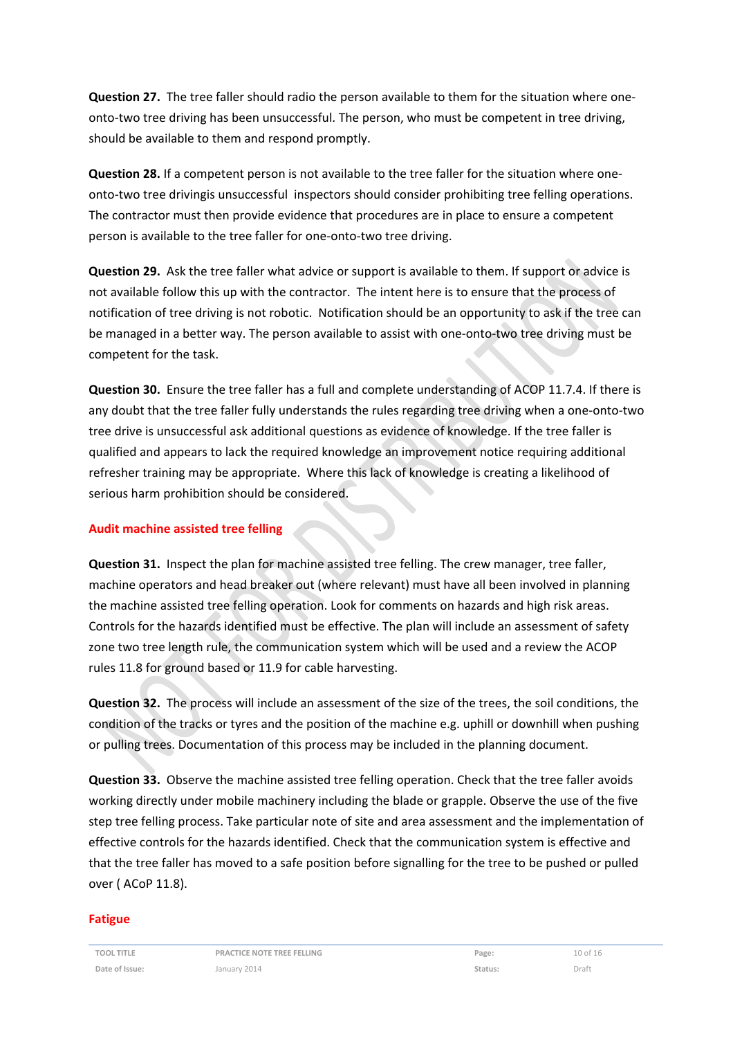**Question 27.** The tree faller should radio the person available to them for the situation where one-onto-two tree driving has been unsuccessful. The person, who must be competent in tree driving, should be available to them and respond promptly.

**Question 28.** If a competent person is not available to the tree faller for the situation where one-onto-two tree drivingis unsuccessful inspectors should consider prohibiting tree felling operations. The contractor must then provide evidence that procedures are in place to ensure a competent person is available to the tree faller for one-onto-two tree driving.

**Question 29.** Ask the tree faller what advice or support is available to them. If support or advice is not available follow this up with the contractor. The intent here is to ensure that the process of notification of tree driving is not robotic. Notification should be an opportunity to ask if the tree can be managed in a better way. The person available to assist with one-onto-two tree driving must be competent for the task.

**Question 30.** Ensure the tree faller has a full and complete understanding of ACOP 11.7.4. If there is any doubt that the tree faller fully understands the rules regarding tree driving when a one-onto-two tree drive is unsuccessful ask additional questions as evidence of knowledge. If the tree faller is qualified and appears to lack the required knowledge an improvement notice requiring additional refresher training may be appropriate. Where this lack of knowledge is creating a likelihood of serious harm prohibition should be considered.

## Audit machine assisted tree felling

**Question 31.** Inspect the plan for machine assisted tree felling. The crew manager, tree faller, machine operators and head breaker out (where relevant) must have all been involved in planning the machine assisted tree felling operation. Look for comments on hazards and high risk areas. Controls for the hazards identified must be effective. The plan will include an assessment of safety zone two tree length rule, the communication system which will be used and a review the ACOP rules 11.8 for ground based or 11.9 for cable harvesting.

**Question 32.** The process will include an assessment of the size of the trees, the soil conditions, the condition of the tracks or tyres and the position of the machine e.g. uphill or downhill when pushing or pulling trees. Documentation of this process may be included in the planning document.

**Question 33.** Observe the machine assisted tree felling operation. Check that the tree faller avoids working directly under mobile machinery including the blade or grapple. Observe the use of the five step tree felling process. Take particular note of site and area assessment and the implementation of effective controls for the hazards identified. Check that the communication system is effective and that the tree faller has moved to a safe position before signalling for the tree to be pushed or pulled over ( ACoP 11.8).

## Fatigue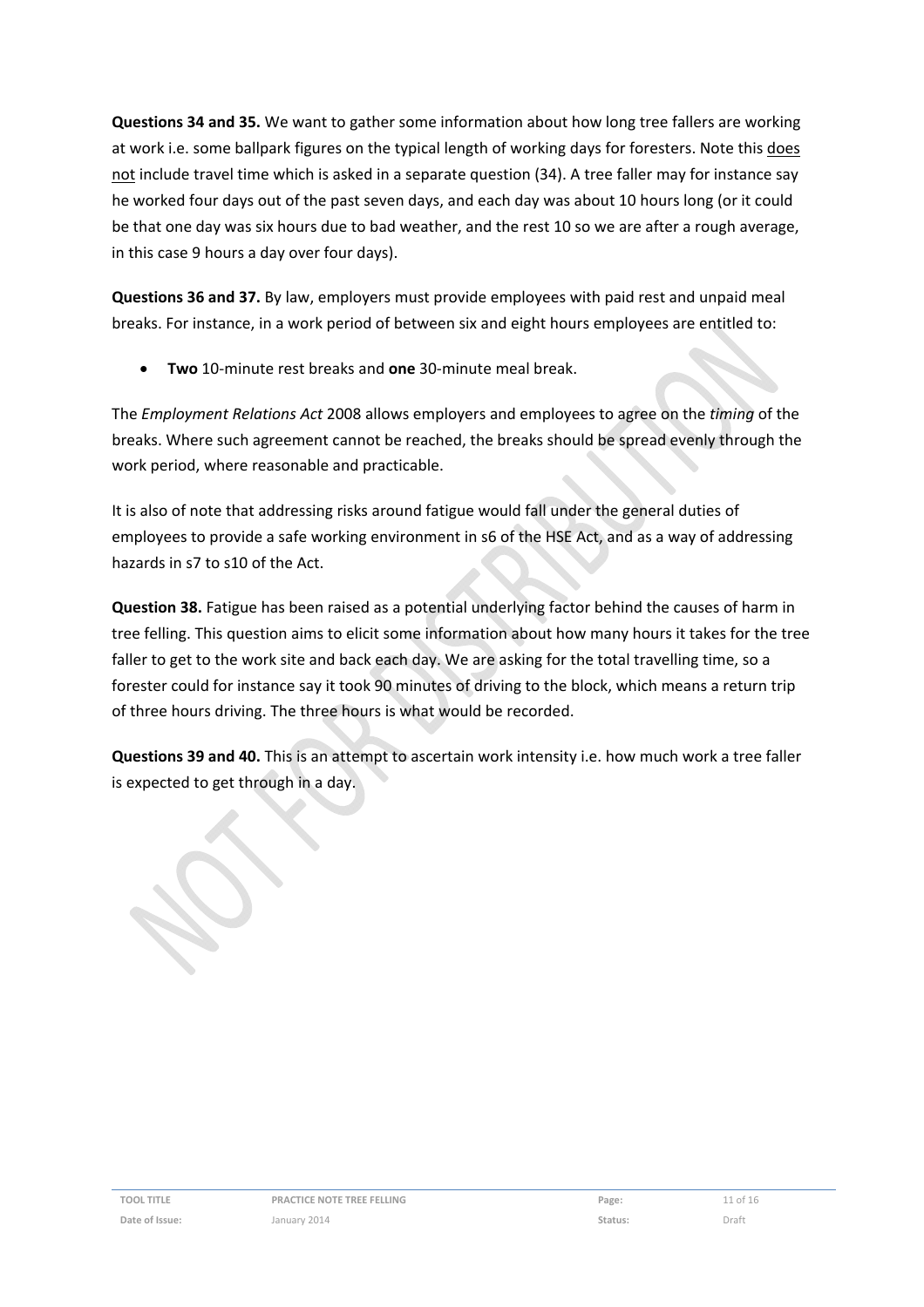**Questions 34 and 35.** We want to gather some information about how long tree fallers are working at work i.e. some ballpark figures on the typical length of working days for foresters. Note this does not include travel time which is asked in a separate question (34). A tree faller may for instance say he worked four days out of the past seven days, and each day was about 10 hours long (or it could be that one day was six hours due to bad weather, and the rest 10 so we are after a rough average, in this case 9 hours a day over four days).

**Questions 36 and 37.** By law, employers must provide employees with paid rest and unpaid meal breaks. For instance, in a work period of between six and eight hours employees are entitled to:

- **Two** 10-minute rest breaks and **one** 30-minute meal break.

The *Employment Relations Act* 2008 allows employers and employees to agree on the *timing* of the breaks. Where such agreement cannot be reached, the breaks should be spread evenly through the work period, where reasonable and practicable.

It is also of note that addressing risks around fatigue would fall under the general duties of employees to provide a safe working environment in s6 of the HSE Act, and as a way of addressing hazards in s7 to s10 of the Act.

**Question 38.** Fatigue has been raised as a potential underlying factor behind the causes of harm in tree felling. This question aims to elicit some information about how many hours it takes for the tree faller to get to the work site and back each day. We are asking for the total travelling time, so a forester could for instance say it took 90 minutes of driving to the block, which means a return trip of three hours driving. The three hours is what would be recorded.

**Questions 39 and 40.** This is an attempt to ascertain work intensity i.e. how much work a tree faller is expected to get through in a day.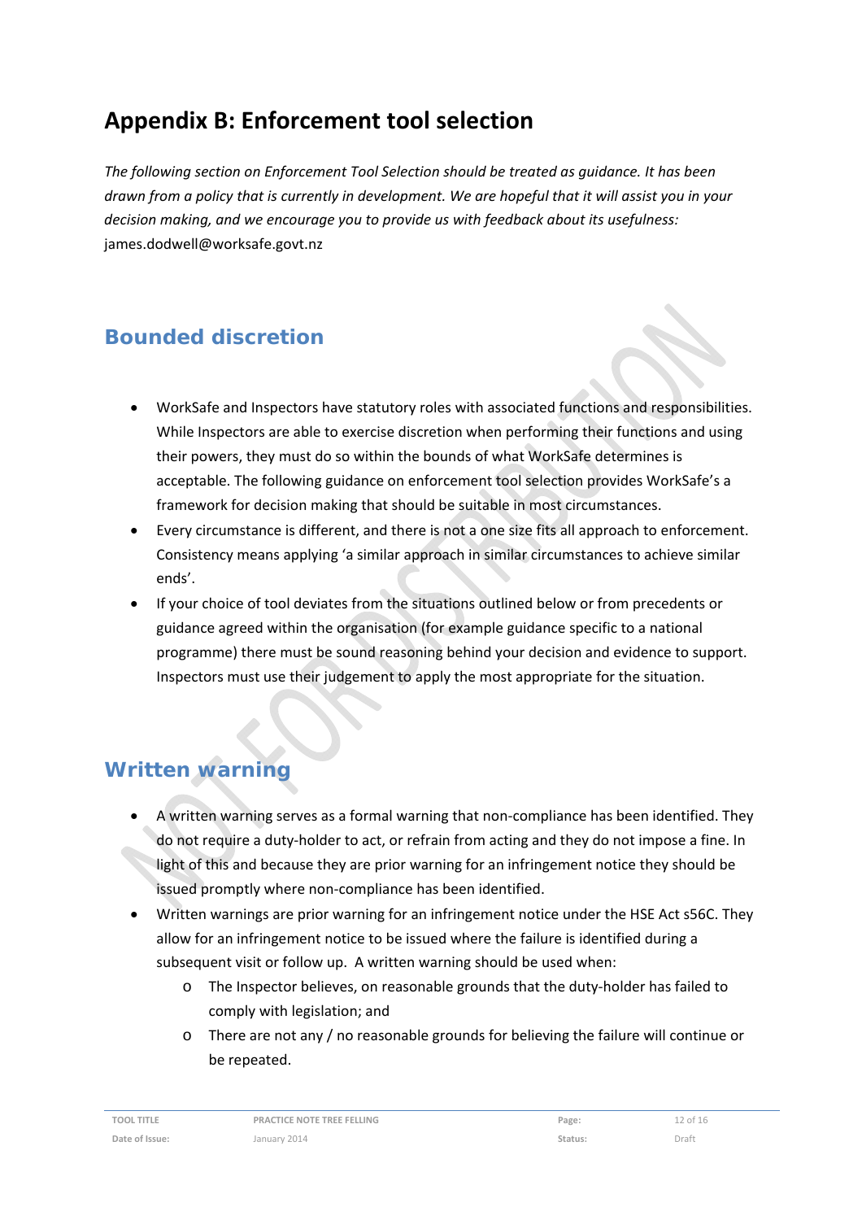# Appendix B: Enforcement tool selection

*The following section on Enforcement Tool Selection should be treated as guidance. It has been drawn from a policy that is currently in development. We are hopeful that it will assist you in your decision making, and we encourage you to provide us with feedback about its usefulness:* james.dodwell@worksafe.govt.nz

## Bounded discretion

- WorkSafe and Inspectors have statutory roles with associated functions and responsibilities. While Inspectors are able to exercise discretion when performing their functions and using their powers, they must do so within the bounds of what WorkSafe determines is acceptable. The following guidance on enforcement tool selection provides WorkSafe's a framework for decision making that should be suitable in most circumstances.
- Every circumstance is different, and there is not a one size fits all approach to enforcement. Consistency means applying 'a similar approach in similar circumstances to achieve similar ends'.
- If your choice of tool deviates from the situations outlined below or from precedents or guidance agreed within the organisation (for example guidance specific to a national programme) there must be sound reasoning behind your decision and evidence to support. Inspectors must use their judgement to apply the most appropriate for the situation.

## Written warning

- A written warning serves as a formal warning that non-compliance has been identified. They do not require a duty-holder to act, or refrain from acting and they do not impose a fine. In light of this and because they are prior warning for an infringement notice they should be issued promptly where non-compliance has been identified.
- Written warnings are prior warning for an infringement notice under the HSE Act s56C. They allow for an infringement notice to be issued where the failure is identified during a subsequent visit or follow up. A written warning should be used when:
  - The Inspector believes, on reasonable grounds that the duty-holder has failed to comply with legislation; and
  - There are not any / no reasonable grounds for believing the failure will continue or be repeated.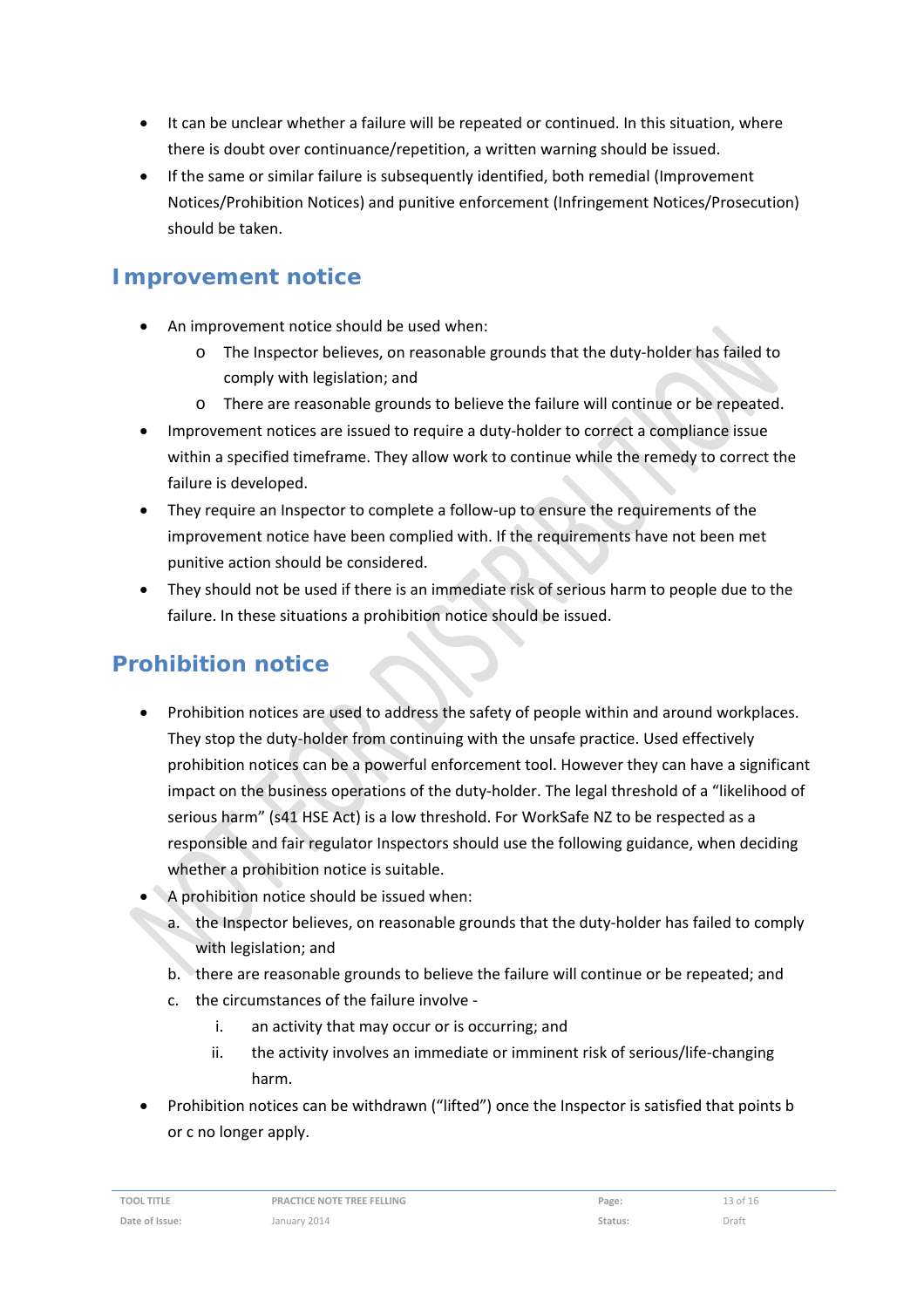- It can be unclear whether a failure will be repeated or continued. In this situation, where there is doubt over continuance/repetition, a written warning should be issued.
- If the same or similar failure is subsequently identified, both remedial (Improvement Notices/Prohibition Notices) and punitive enforcement (Infringement Notices/Prosecution) should be taken.

## Improvement notice

- An improvement notice should be used when:
  - o The Inspector believes, on reasonable grounds that the duty-holder has failed to comply with legislation; and
  - o There are reasonable grounds to believe the failure will continue or be repeated.
- Improvement notices are issued to require a duty-holder to correct a compliance issue within a specified timeframe. They allow work to continue while the remedy to correct the failure is developed.
- They require an Inspector to complete a follow-up to ensure the requirements of the improvement notice have been complied with. If the requirements have not been met punitive action should be considered.
- They should not be used if there is an immediate risk of serious harm to people due to the failure. In these situations a prohibition notice should be issued.

## Prohibition notice

- Prohibition notices are used to address the safety of people within and around workplaces. They stop the duty-holder from continuing with the unsafe practice. Used effectively prohibition notices can be a powerful enforcement tool. However they can have a significant impact on the business operations of the duty-holder. The legal threshold of a "likelihood of serious harm" (s41 HSE Act) is a low threshold. For WorkSafe NZ to be respected as a responsible and fair regulator Inspectors should use the following guidance, when deciding whether a prohibition notice is suitable.
- A prohibition notice should be issued when:
  - a. the Inspector believes, on reasonable grounds that the duty-holder has failed to comply with legislation; and
  - b. there are reasonable grounds to believe the failure will continue or be repeated; and
  - c. the circumstances of the failure involve -
    - i. an activity that may occur or is occurring; and
    - ii. the activity involves an immediate or imminent risk of serious/life-changing harm.
- Prohibition notices can be withdrawn ("lifted") once the Inspector is satisfied that points b or c no longer apply.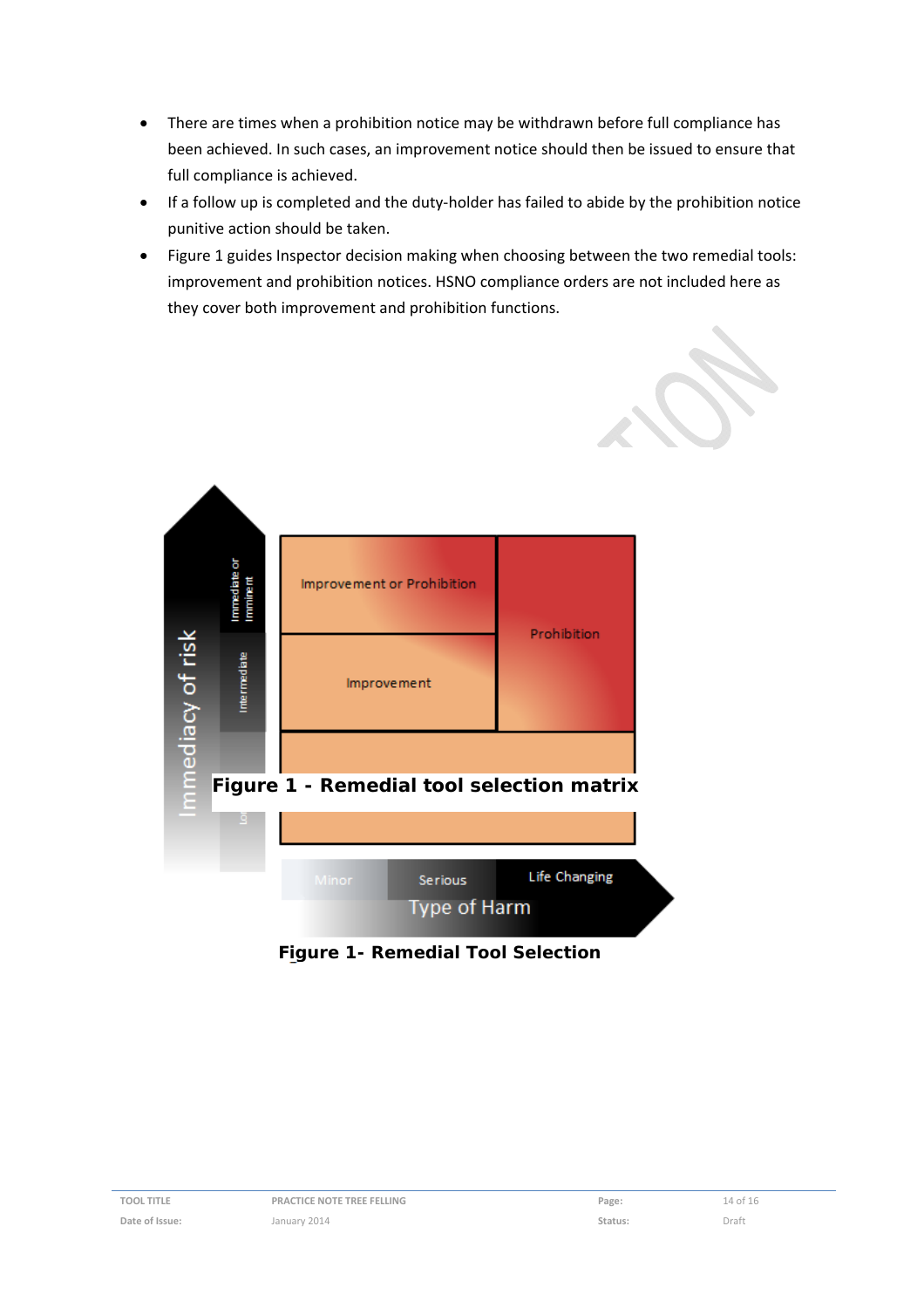- There are times when a prohibition notice may be withdrawn before full compliance has been achieved. In such cases, an improvement notice should then be issued to ensure that full compliance is achieved.
- If a follow up is completed and the duty-holder has failed to abide by the prohibition notice punitive action should be taken.
- Figure 1 guides Inspector decision making when choosing between the two remedial tools: improvement and prohibition notices. HSNO compliance orders are not included here as they cover both improvement and prohibition functions.

Immediacy of risk: Immediate or Imminent, Intermediate, Low

Improvement or Prohibition | Prohibition | Improvement

**Figure 1 - Remedial tool selection matrix**

Type of Harm: Minor, Serious, Life Changing

**Figure 1- Remedial Tool Selection**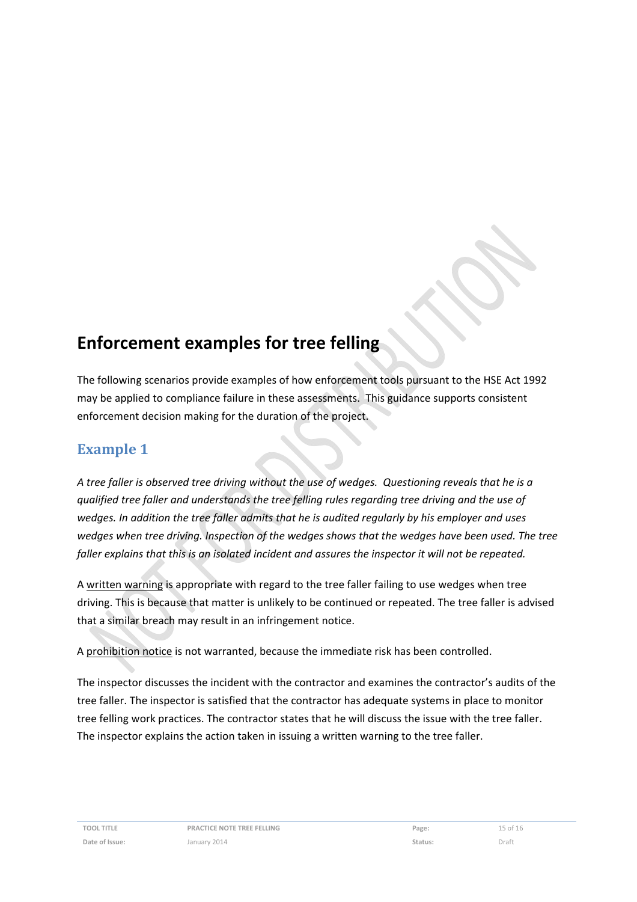# Enforcement examples for tree felling

The following scenarios provide examples of how enforcement tools pursuant to the HSE Act 1992 may be applied to compliance failure in these assessments. This guidance supports consistent enforcement decision making for the duration of the project.

## Example 1

*A tree faller is observed tree driving without the use of wedges. Questioning reveals that he is a qualified tree faller and understands the tree felling rules regarding tree driving and the use of wedges. In addition the tree faller admits that he is audited regularly by his employer and uses wedges when tree driving. Inspection of the wedges shows that the wedges have been used. The tree faller explains that this is an isolated incident and assures the inspector it will not be repeated.*

A <u>written warning</u> is appropriate with regard to the tree faller failing to use wedges when tree driving. This is because that matter is unlikely to be continued or repeated. The tree faller is advised that a similar breach may result in an infringement notice.

A <u>prohibition notice</u> is not warranted, because the immediate risk has been controlled.

The inspector discusses the incident with the contractor and examines the contractor's audits of the tree faller. The inspector is satisfied that the contractor has adequate systems in place to monitor tree felling work practices. The contractor states that he will discuss the issue with the tree faller. The inspector explains the action taken in issuing a written warning to the tree faller.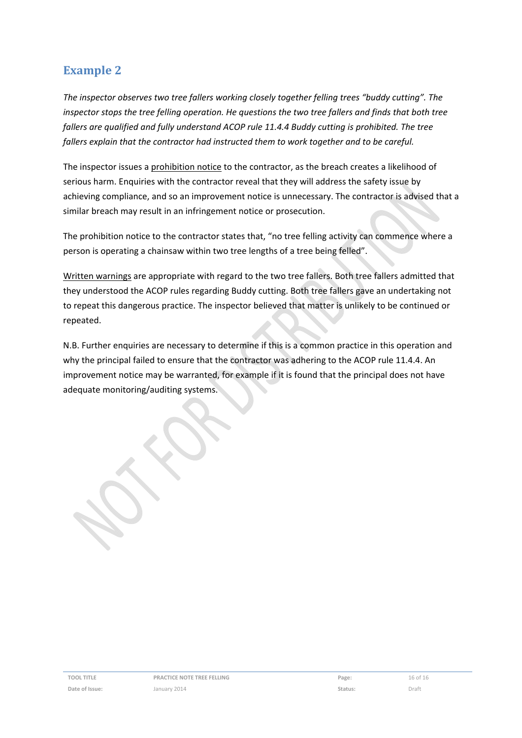## Example 2

*The inspector observes two tree fallers working closely together felling trees "buddy cutting". The inspector stops the tree felling operation. He questions the two tree fallers and finds that both tree fallers are qualified and fully understand ACOP rule 11.4.4 Buddy cutting is prohibited. The tree fallers explain that the contractor had instructed them to work together and to be careful.*

The inspector issues a prohibition notice to the contractor, as the breach creates a likelihood of serious harm. Enquiries with the contractor reveal that they will address the safety issue by achieving compliance, and so an improvement notice is unnecessary. The contractor is advised that a similar breach may result in an infringement notice or prosecution.

The prohibition notice to the contractor states that, "no tree felling activity can commence where a person is operating a chainsaw within two tree lengths of a tree being felled".

Written warnings are appropriate with regard to the two tree fallers. Both tree fallers admitted that they understood the ACOP rules regarding Buddy cutting. Both tree fallers gave an undertaking not to repeat this dangerous practice. The inspector believed that matter is unlikely to be continued or repeated.

N.B. Further enquiries are necessary to determine if this is a common practice in this operation and why the principal failed to ensure that the contractor was adhering to the ACOP rule 11.4.4. An improvement notice may be warranted, for example if it is found that the principal does not have adequate monitoring/auditing systems.